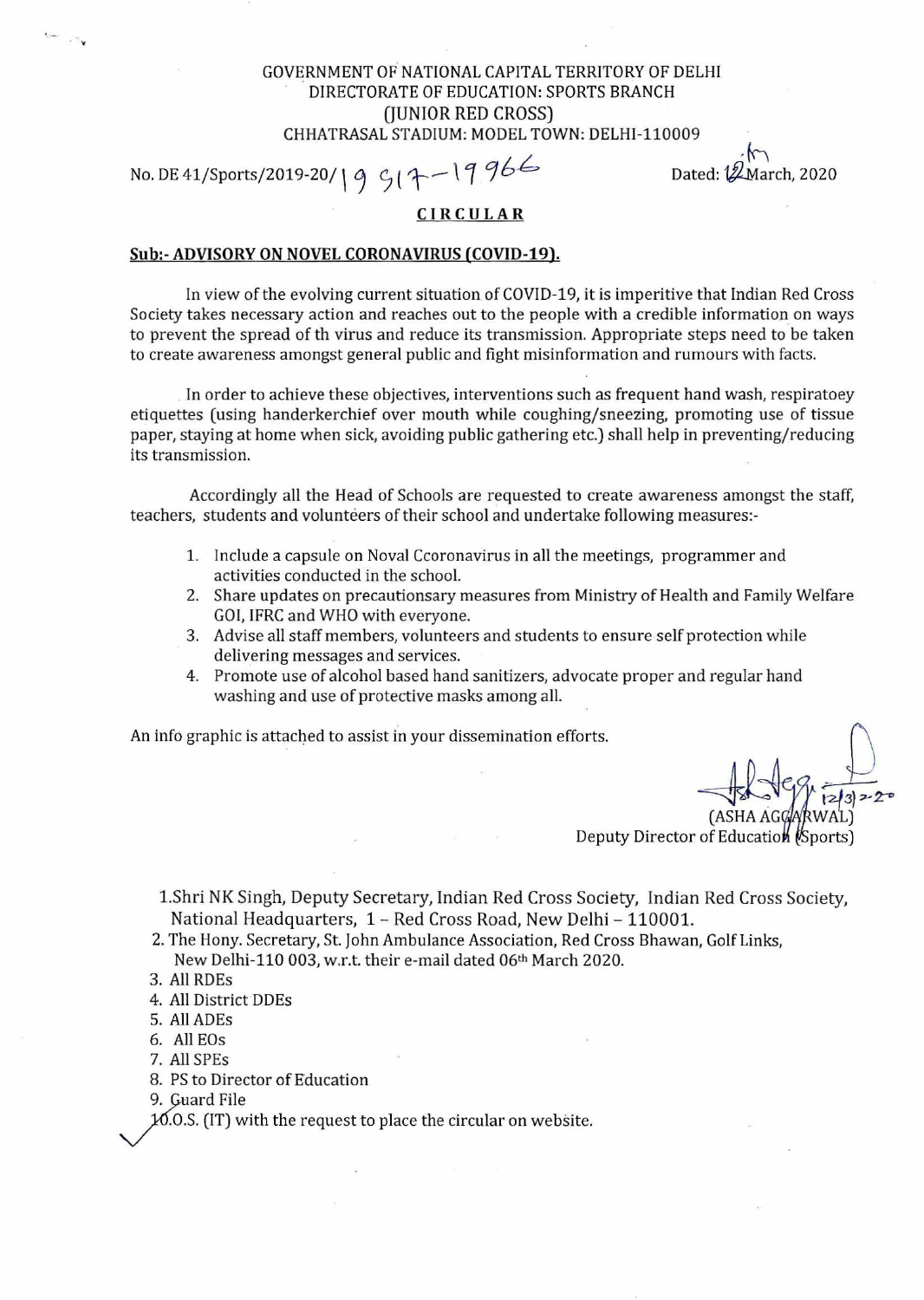GOVERNMENT OF NATIONAL CAPITAL TERRITORY OF DELHI
DIRECTORATE OF EDUCATION: SPORTS BRANCH
(JUNIOR RED CROSS)
CHHATRASAL STADIUM: MODEL TOWN: DELHI-110009

No. DE 41/Sports/2019-20/19917-19966 Dated: 12th March, 2020

## CIRCULAR

**Sub:- ADVISORY ON NOVEL CORONAVIRUS (COVID-19).**

In view of the evolving current situation of COVID-19, it is imperitive that Indian Red Cross Society takes necessary action and reaches out to the people with a credible information on ways to prevent the spread of th virus and reduce its transmission. Appropriate steps need to be taken to create awareness amongst general public and fight misinformation and rumours with facts.

In order to achieve these objectives, interventions such as frequent hand wash, respiratoey etiquettes (using handerkerchief over mouth while coughing/sneezing, promoting use of tissue paper, staying at home when sick, avoiding public gathering etc.) shall help in preventing/reducing its transmission.

Accordingly all the Head of Schools are requested to create awareness amongst the staff, teachers, students and volunteers of their school and undertake following measures:-

1. Include a capsule on Noval Ccoronavirus in all the meetings, programmer and activities conducted in the school.
2. Share updates on precautionsary measures from Ministry of Health and Family Welfare GOI, IFRC and WHO with everyone.
3. Advise all staff members, volunteers and students to ensure self protection while delivering messages and services.
4. Promote use of alcohol based hand sanitizers, advocate proper and regular hand washing and use of protective masks among all.

An info graphic is attached to assist in your dissemination efforts.

12/3/2020
(ASHA AGGARWAL)
Deputy Director of Education (Sports)

1. Shri NK Singh, Deputy Secretary, Indian Red Cross Society, Indian Red Cross Society, National Headquarters, 1 – Red Cross Road, New Delhi – 110001.
2. The Hony. Secretary, St. John Ambulance Association, Red Cross Bhawan, Golf Links, New Delhi-110 003, w.r.t. their e-mail dated 06th March 2020.
3. All RDEs
4. All District DDEs
5. All ADEs
6. All EOs
7. All SPEs
8. PS to Director of Education
9. Guard File
10. O.S. (IT) with the request to place the circular on website.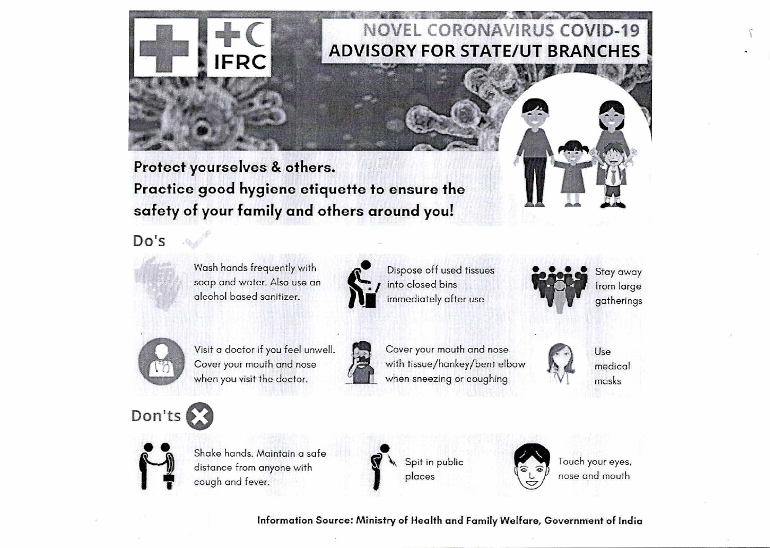IFRC

# NOVEL CORONAVIRUS COVID-19
# ADVISORY FOR STATE/UT BRANCHES

**Protect yourselves & others.**
**Practice good hygiene etiquette to ensure the safety of your family and others around you!**

## Do's

- Wash hands frequently with soap and water. Also use an alcohol based sanitizer.
- Dispose off used tissues into closed bins immediately after use
- Stay away from large gatherings
- Visit a doctor if you feel unwell. Cover your mouth and nose when you visit the doctor.
- Cover your mouth and nose with tissue/hankey/bent elbow when sneezing or coughing
- Use medical masks

## Don'ts

- Shake hands. Maintain a safe distance from anyone with cough and fever.
- Spit in public places
- Touch your eyes, nose and mouth

**Information Source: Ministry of Health and Family Welfare, Government of India**